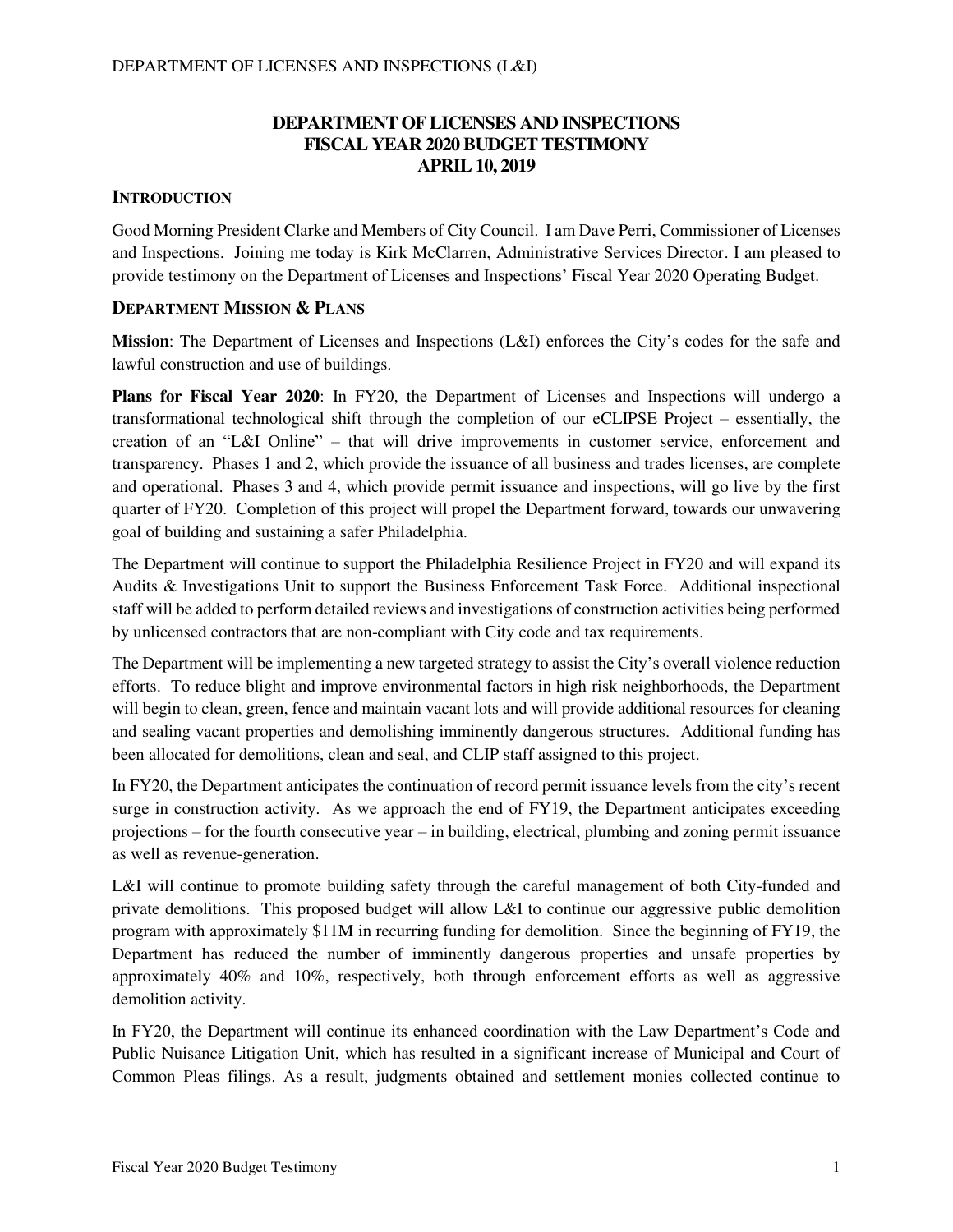# DEPARTMENT OF LICENSES AND INSPECTIONS
# FISCAL YEAR 2020 BUDGET TESTIMONY
# APRIL 10, 2019

## INTRODUCTION

Good Morning President Clarke and Members of City Council. I am Dave Perri, Commissioner of Licenses and Inspections. Joining me today is Kirk McClarren, Administrative Services Director. I am pleased to provide testimony on the Department of Licenses and Inspections' Fiscal Year 2020 Operating Budget.

## DEPARTMENT MISSION & PLANS

**Mission**: The Department of Licenses and Inspections (L&I) enforces the City's codes for the safe and lawful construction and use of buildings.

**Plans for Fiscal Year 2020**: In FY20, the Department of Licenses and Inspections will undergo a transformational technological shift through the completion of our eCLIPSE Project – essentially, the creation of an "L&I Online" – that will drive improvements in customer service, enforcement and transparency. Phases 1 and 2, which provide the issuance of all business and trades licenses, are complete and operational. Phases 3 and 4, which provide permit issuance and inspections, will go live by the first quarter of FY20. Completion of this project will propel the Department forward, towards our unwavering goal of building and sustaining a safer Philadelphia.

The Department will continue to support the Philadelphia Resilience Project in FY20 and will expand its Audits & Investigations Unit to support the Business Enforcement Task Force. Additional inspectional staff will be added to perform detailed reviews and investigations of construction activities being performed by unlicensed contractors that are non-compliant with City code and tax requirements.

The Department will be implementing a new targeted strategy to assist the City's overall violence reduction efforts. To reduce blight and improve environmental factors in high risk neighborhoods, the Department will begin to clean, green, fence and maintain vacant lots and will provide additional resources for cleaning and sealing vacant properties and demolishing imminently dangerous structures. Additional funding has been allocated for demolitions, clean and seal, and CLIP staff assigned to this project.

In FY20, the Department anticipates the continuation of record permit issuance levels from the city's recent surge in construction activity. As we approach the end of FY19, the Department anticipates exceeding projections – for the fourth consecutive year – in building, electrical, plumbing and zoning permit issuance as well as revenue-generation.

L&I will continue to promote building safety through the careful management of both City-funded and private demolitions. This proposed budget will allow L&I to continue our aggressive public demolition program with approximately $11M in recurring funding for demolition. Since the beginning of FY19, the Department has reduced the number of imminently dangerous properties and unsafe properties by approximately 40% and 10%, respectively, both through enforcement efforts as well as aggressive demolition activity.

In FY20, the Department will continue its enhanced coordination with the Law Department's Code and Public Nuisance Litigation Unit, which has resulted in a significant increase of Municipal and Court of Common Pleas filings. As a result, judgments obtained and settlement monies collected continue to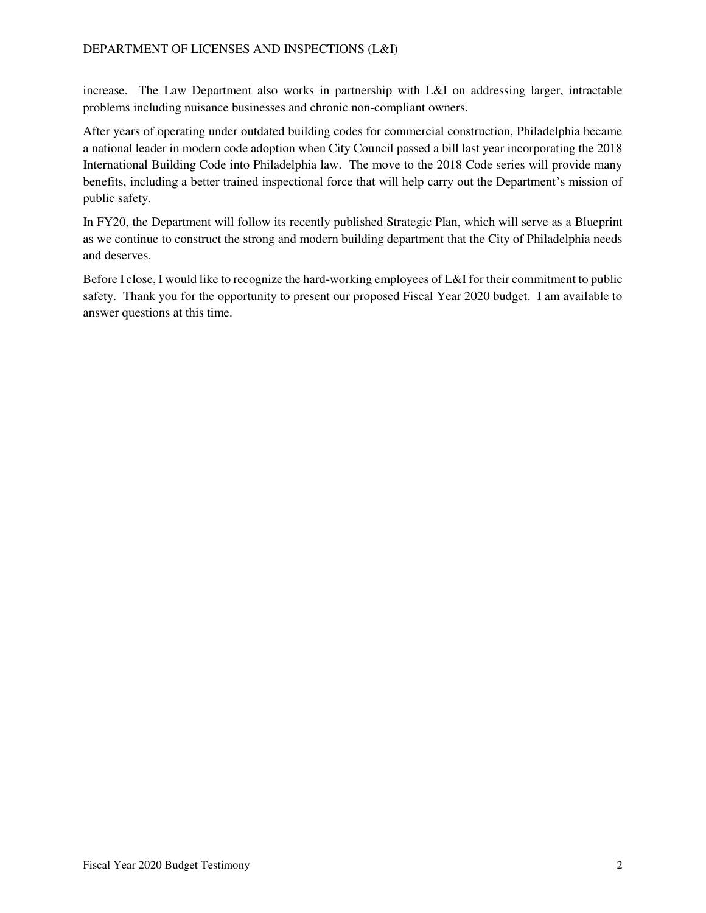increase. The Law Department also works in partnership with L&I on addressing larger, intractable problems including nuisance businesses and chronic non-compliant owners.

After years of operating under outdated building codes for commercial construction, Philadelphia became a national leader in modern code adoption when City Council passed a bill last year incorporating the 2018 International Building Code into Philadelphia law. The move to the 2018 Code series will provide many benefits, including a better trained inspectional force that will help carry out the Department's mission of public safety.

In FY20, the Department will follow its recently published Strategic Plan, which will serve as a Blueprint as we continue to construct the strong and modern building department that the City of Philadelphia needs and deserves.

Before I close, I would like to recognize the hard-working employees of L&I for their commitment to public safety. Thank you for the opportunity to present our proposed Fiscal Year 2020 budget. I am available to answer questions at this time.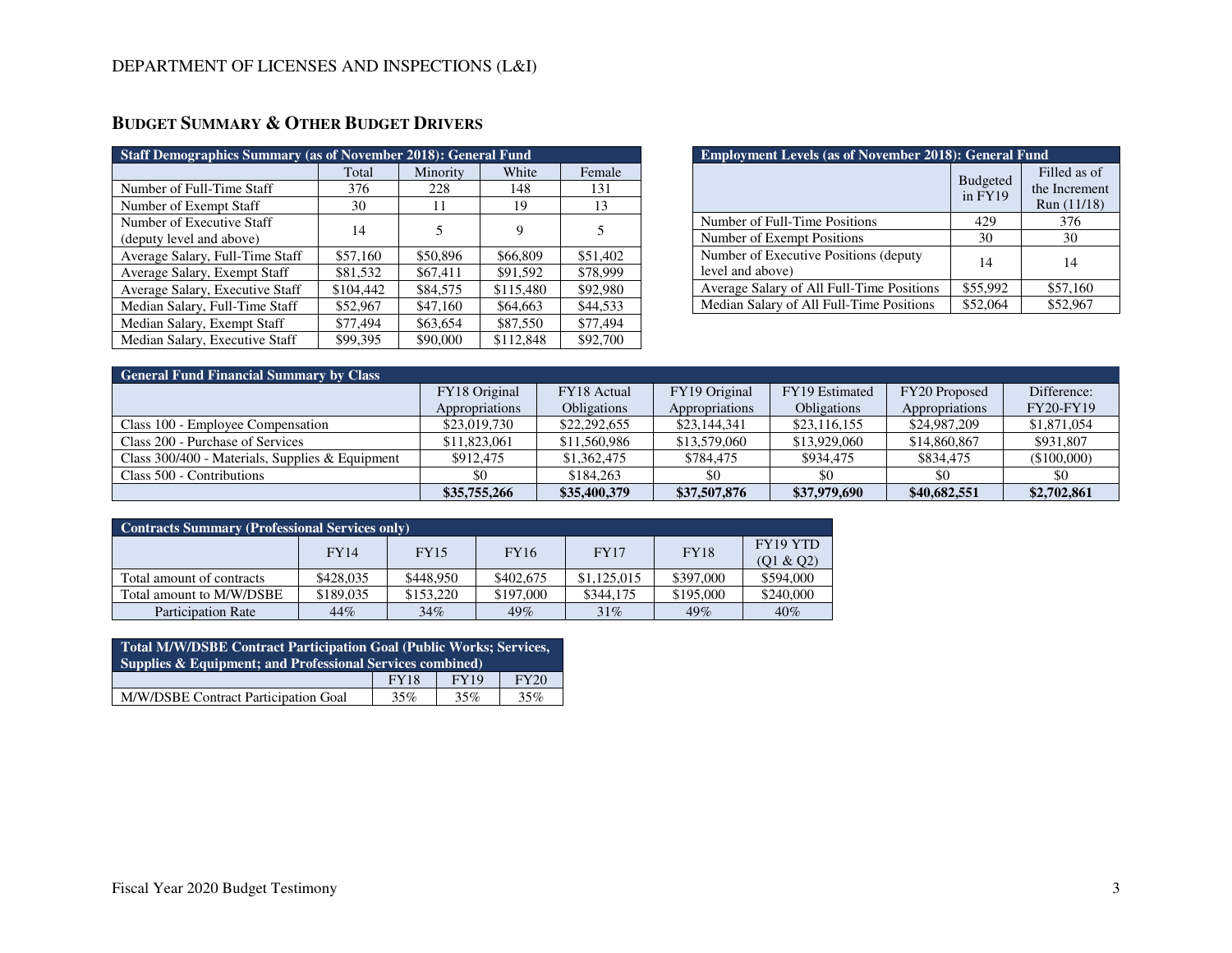DEPARTMENT OF LICENSES AND INSPECTIONS (L&I)

## BUDGET SUMMARY & OTHER BUDGET DRIVERS

| Staff Demographics Summary (as of November 2018): General Fund | | | | |
|---|---|---|---|---|
| | Total | Minority | White | Female |
| Number of Full-Time Staff | 376 | 228 | 148 | 131 |
| Number of Exempt Staff | 30 | 11 | 19 | 13 |
| Number of Executive Staff (deputy level and above) | 14 | 5 | 9 | 5 |
| Average Salary, Full-Time Staff | $57,160 | $50,896 | $66,809 | $51,402 |
| Average Salary, Exempt Staff | $81,532 | $67,411 | $91,592 | $78,999 |
| Average Salary, Executive Staff | $104,442 | $84,575 | $115,480 | $92,980 |
| Median Salary, Full-Time Staff | $52,967 | $47,160 | $64,663 | $44,533 |
| Median Salary, Exempt Staff | $77,494 | $63,654 | $87,550 | $77,494 |
| Median Salary, Executive Staff | $99,395 | $90,000 | $112,848 | $92,700 |

| Employment Levels (as of November 2018): General Fund | | |
|---|---|---|
| | Budgeted in FY19 | Filled as of the Increment Run (11/18) |
| Number of Full-Time Positions | 429 | 376 |
| Number of Exempt Positions | 30 | 30 |
| Number of Executive Positions (deputy level and above) | 14 | 14 |
| Average Salary of All Full-Time Positions | $55,992 | $57,160 |
| Median Salary of All Full-Time Positions | $52,064 | $52,967 |

| General Fund Financial Summary by Class | | | | | | |
|---|---|---|---|---|---|---|
| | FY18 Original Appropriations | FY18 Actual Obligations | FY19 Original Appropriations | FY19 Estimated Obligations | FY20 Proposed Appropriations | Difference: FY20-FY19 |
| Class 100 - Employee Compensation | $23,019,730 | $22,292,655 | $23,144,341 | $23,116,155 | $24,987,209 | $1,871,054 |
| Class 200 - Purchase of Services | $11,823,061 | $11,560,986 | $13,579,060 | $13,929,060 | $14,860,867 | $931,807 |
| Class 300/400 - Materials, Supplies & Equipment | $912,475 | $1,362,475 | $784,475 | $934,475 | $834,475 | ($100,000) |
| Class 500 - Contributions | $0 | $184,263 | $0 | $0 | $0 | $0 |
| | **$35,755,266** | **$35,400,379** | **$37,507,876** | **$37,979,690** | **$40,682,551** | **$2,702,861** |

| Contracts Summary (Professional Services only) | | | | | | |
|---|---|---|---|---|---|---|
| | FY14 | FY15 | FY16 | FY17 | FY18 | FY19 YTD (Q1 & Q2) |
| Total amount of contracts | $428,035 | $448,950 | $402,675 | $1,125,015 | $397,000 | $594,000 |
| Total amount to M/W/DSBE | $189,035 | $153,220 | $197,000 | $344,175 | $195,000 | $240,000 |
| Participation Rate | 44% | 34% | 49% | 31% | 49% | 40% |

| Total M/W/DSBE Contract Participation Goal (Public Works; Services, Supplies & Equipment; and Professional Services combined) | | | |
|---|---|---|---|
| | FY18 | FY19 | FY20 |
| M/W/DSBE Contract Participation Goal | 35% | 35% | 35% |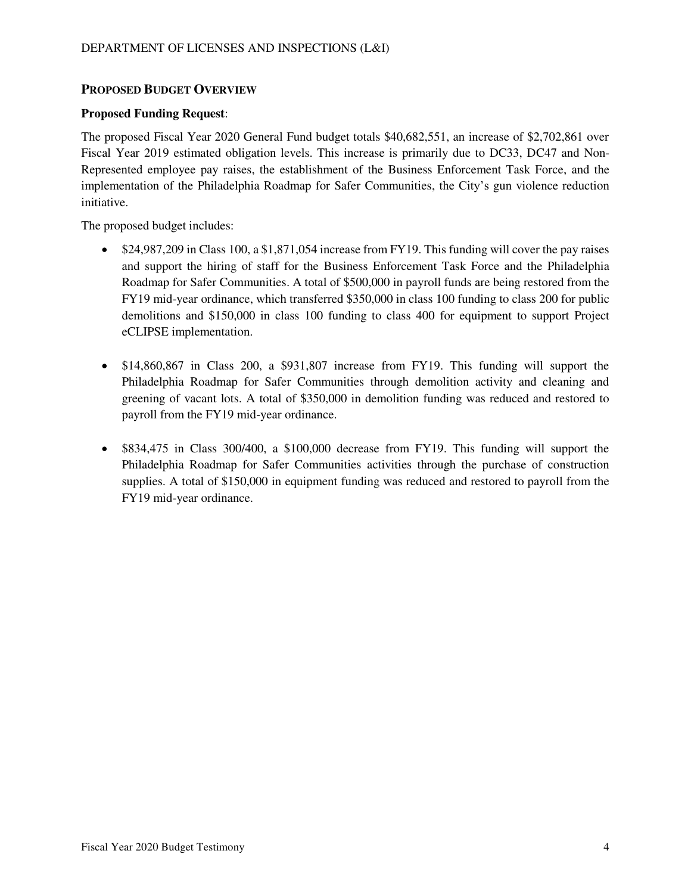## Proposed Budget Overview

**Proposed Funding Request**:

The proposed Fiscal Year 2020 General Fund budget totals $40,682,551, an increase of $2,702,861 over Fiscal Year 2019 estimated obligation levels. This increase is primarily due to DC33, DC47 and Non-Represented employee pay raises, the establishment of the Business Enforcement Task Force, and the implementation of the Philadelphia Roadmap for Safer Communities, the City's gun violence reduction initiative.

The proposed budget includes:

- $24,987,209 in Class 100, a $1,871,054 increase from FY19. This funding will cover the pay raises and support the hiring of staff for the Business Enforcement Task Force and the Philadelphia Roadmap for Safer Communities. A total of $500,000 in payroll funds are being restored from the FY19 mid-year ordinance, which transferred $350,000 in class 100 funding to class 200 for public demolitions and $150,000 in class 100 funding to class 400 for equipment to support Project eCLIPSE implementation.

- $14,860,867 in Class 200, a $931,807 increase from FY19. This funding will support the Philadelphia Roadmap for Safer Communities through demolition activity and cleaning and greening of vacant lots. A total of $350,000 in demolition funding was reduced and restored to payroll from the FY19 mid-year ordinance.

- $834,475 in Class 300/400, a $100,000 decrease from FY19. This funding will support the Philadelphia Roadmap for Safer Communities activities through the purchase of construction supplies. A total of $150,000 in equipment funding was reduced and restored to payroll from the FY19 mid-year ordinance.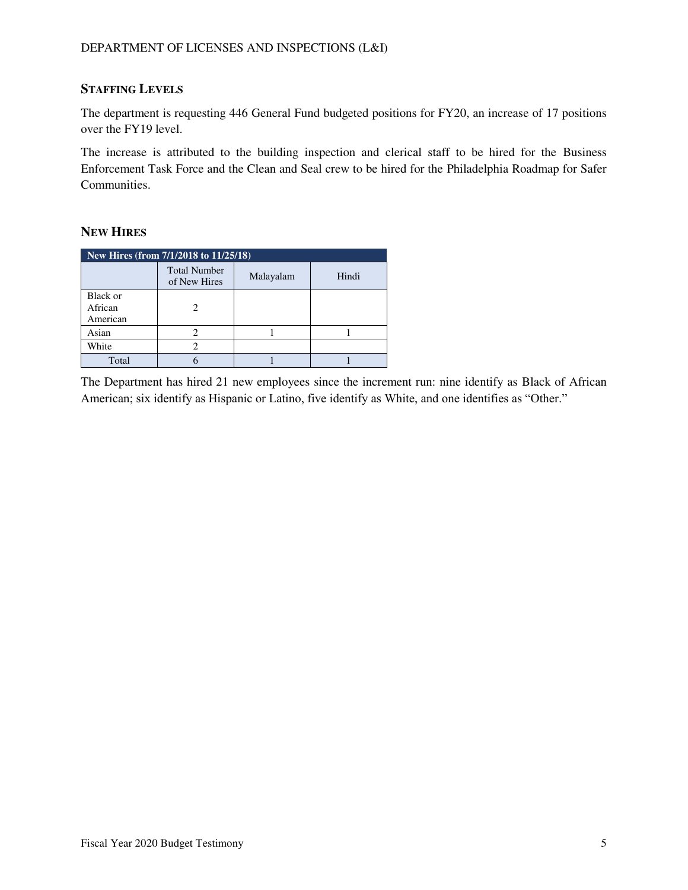## Staffing Levels

The department is requesting 446 General Fund budgeted positions for FY20, an increase of 17 positions over the FY19 level.

The increase is attributed to the building inspection and clerical staff to be hired for the Business Enforcement Task Force and the Clean and Seal crew to be hired for the Philadelphia Roadmap for Safer Communities.

## New Hires

| New Hires (from 7/1/2018 to 11/25/18) | | | |
|---|---|---|---|
| | Total Number of New Hires | Malayalam | Hindi |
| Black or African American | 2 | | |
| Asian | 2 | 1 | 1 |
| White | 2 | | |
| Total | 6 | 1 | 1 |

The Department has hired 21 new employees since the increment run: nine identify as Black of African American; six identify as Hispanic or Latino, five identify as White, and one identifies as "Other."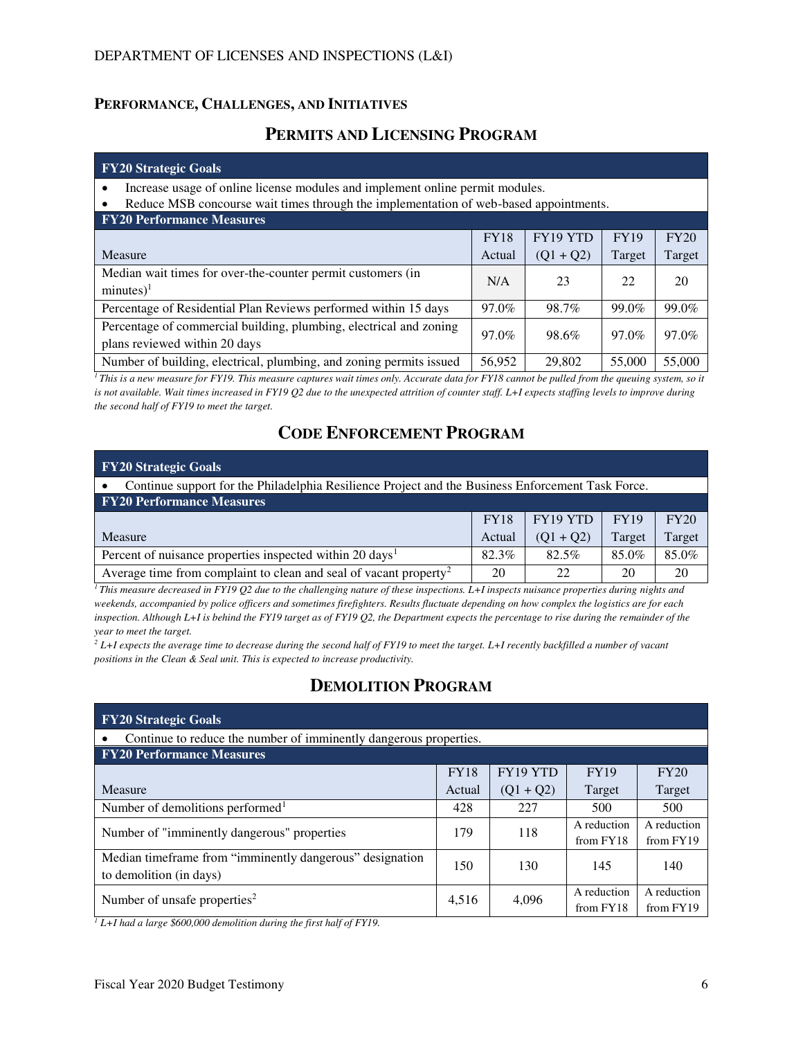## Performance, Challenges, and Initiatives

### Permits and Licensing Program

**FY20 Strategic Goals**

- Increase usage of online license modules and implement online permit modules.
- Reduce MSB concourse wait times through the implementation of web-based appointments.

**FY20 Performance Measures**

| Measure | FY18 Actual | FY19 YTD (Q1 + Q2) | FY19 Target | FY20 Target |
|---|---|---|---|---|
| Median wait times for over-the-counter permit customers (in minutes)[1] | N/A | 23 | 22 | 20 |
| Percentage of Residential Plan Reviews performed within 15 days | 97.0% | 98.7% | 99.0% | 99.0% |
| Percentage of commercial building, plumbing, electrical and zoning plans reviewed within 20 days | 97.0% | 98.6% | 97.0% | 97.0% |
| Number of building, electrical, plumbing, and zoning permits issued | 56,952 | 29,802 | 55,000 | 55,000 |

*[1] This is a new measure for FY19. This measure captures wait times only. Accurate data for FY18 cannot be pulled from the queuing system, so it is not available. Wait times increased in FY19 Q2 due to the unexpected attrition of counter staff. L+I expects staffing levels to improve during the second half of FY19 to meet the target.*

### Code Enforcement Program

**FY20 Strategic Goals**

- Continue support for the Philadelphia Resilience Project and the Business Enforcement Task Force.

**FY20 Performance Measures**

| Measure | FY18 Actual | FY19 YTD (Q1 + Q2) | FY19 Target | FY20 Target |
|---|---|---|---|---|
| Percent of nuisance properties inspected within 20 days[1] | 82.3% | 82.5% | 85.0% | 85.0% |
| Average time from complaint to clean and seal of vacant property[2] | 20 | 22 | 20 | 20 |

*[1] This measure decreased in FY19 Q2 due to the challenging nature of these inspections. L+I inspects nuisance properties during nights and weekends, accompanied by police officers and sometimes firefighters. Results fluctuate depending on how complex the logistics are for each inspection. Although L+I is behind the FY19 target as of FY19 Q2, the Department expects the percentage to rise during the remainder of the year to meet the target.*

*[2] L+I expects the average time to decrease during the second half of FY19 to meet the target. L+I recently backfilled a number of vacant positions in the Clean & Seal unit. This is expected to increase productivity.*

### Demolition Program

**FY20 Strategic Goals**

- Continue to reduce the number of imminently dangerous properties.

**FY20 Performance Measures**

| Measure | FY18 Actual | FY19 YTD (Q1 + Q2) | FY19 Target | FY20 Target |
|---|---|---|---|---|
| Number of demolitions performed[1] | 428 | 227 | 500 | 500 |
| Number of "imminently dangerous" properties | 179 | 118 | A reduction from FY18 | A reduction from FY19 |
| Median timeframe from "imminently dangerous" designation to demolition (in days) | 150 | 130 | 145 | 140 |
| Number of unsafe properties[2] | 4,516 | 4,096 | A reduction from FY18 | A reduction from FY19 |

*[1] L+I had a large $600,000 demolition during the first half of FY19.*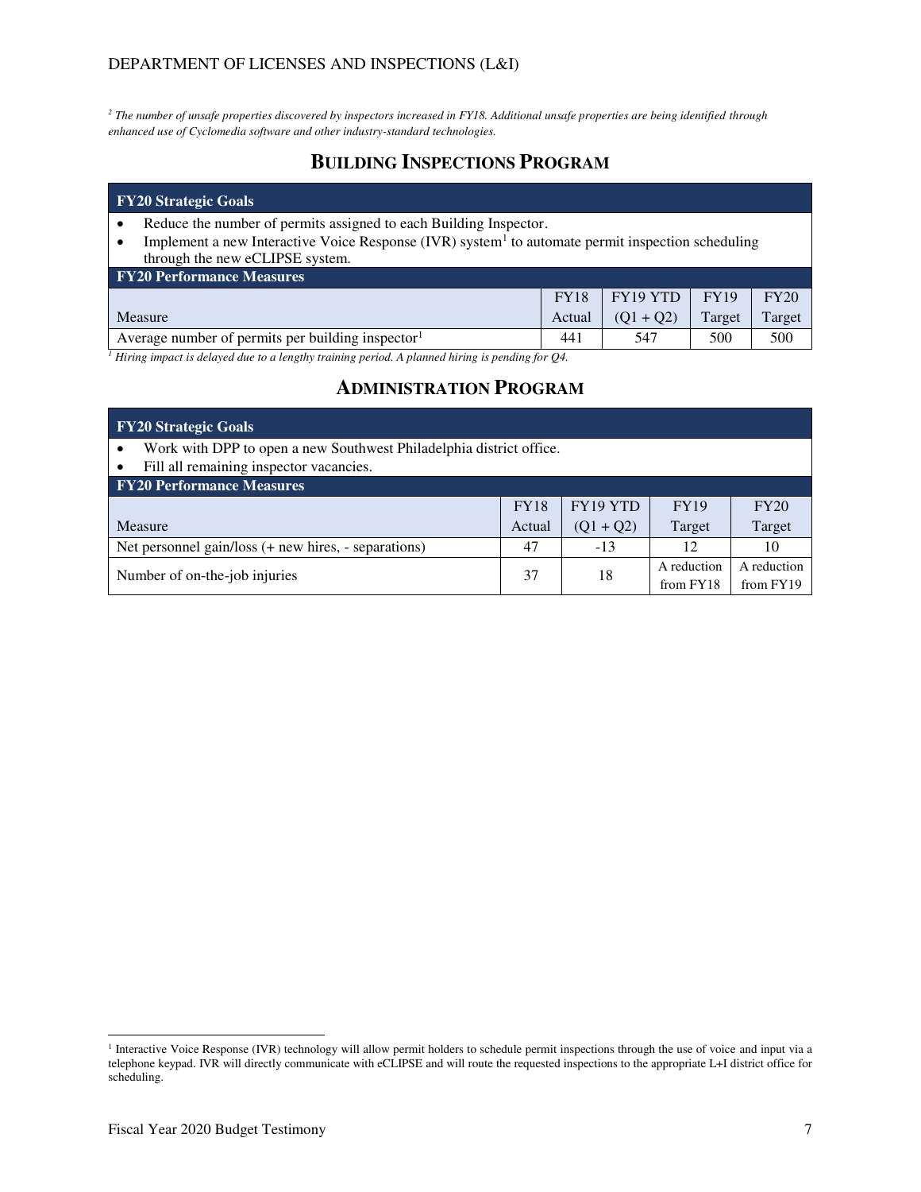[2] *The number of unsafe properties discovered by inspectors increased in FY18. Additional unsafe properties are being identified through enhanced use of Cyclomedia software and other industry-standard technologies.*

## BUILDING INSPECTIONS PROGRAM

**FY20 Strategic Goals**

- Reduce the number of permits assigned to each Building Inspector.
- Implement a new Interactive Voice Response (IVR) system[1] to automate permit inspection scheduling through the new eCLIPSE system.

**FY20 Performance Measures**

| Measure | FY18 Actual | FY19 YTD (Q1 + Q2) | FY19 Target | FY20 Target |
|---|---|---|---|---|
| Average number of permits per building inspector[1] | 441 | 547 | 500 | 500 |

[1] *Hiring impact is delayed due to a lengthy training period. A planned hiring is pending for Q4.*

## ADMINISTRATION PROGRAM

**FY20 Strategic Goals**

- Work with DPP to open a new Southwest Philadelphia district office.
- Fill all remaining inspector vacancies.

**FY20 Performance Measures**

| Measure | FY18 Actual | FY19 YTD (Q1 + Q2) | FY19 Target | FY20 Target |
|---|---|---|---|---|
| Net personnel gain/loss (+ new hires, - separations) | 47 | -13 | 12 | 10 |
| Number of on-the-job injuries | 37 | 18 | A reduction from FY18 | A reduction from FY19 |

[1] Interactive Voice Response (IVR) technology will allow permit holders to schedule permit inspections through the use of voice and input via a telephone keypad. IVR will directly communicate with eCLIPSE and will route the requested inspections to the appropriate L+I district office for scheduling.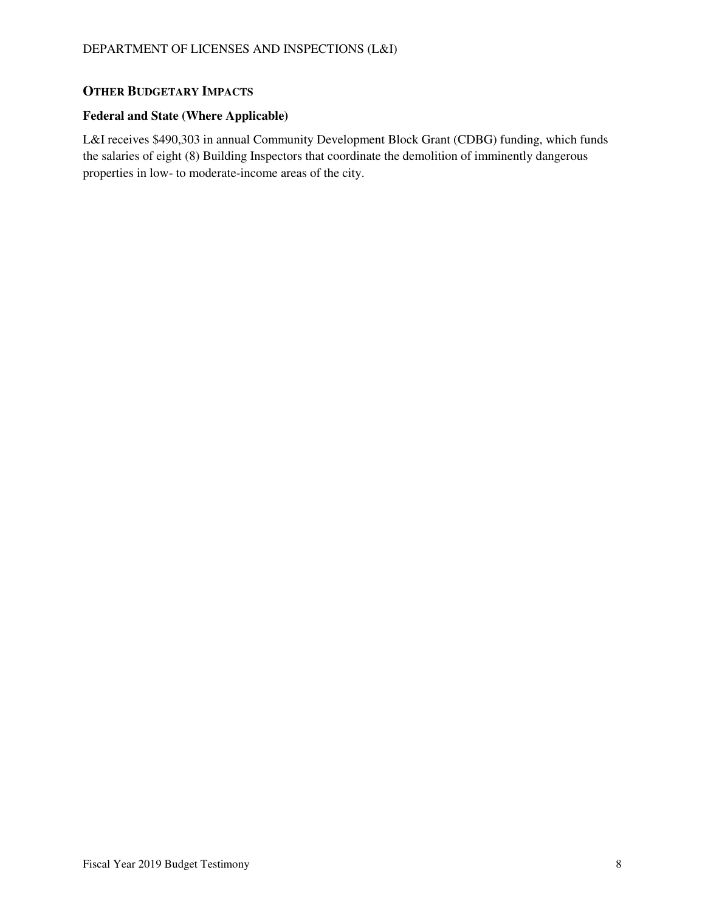## OTHER BUDGETARY IMPACTS

### Federal and State (Where Applicable)

L&I receives $490,303 in annual Community Development Block Grant (CDBG) funding, which funds the salaries of eight (8) Building Inspectors that coordinate the demolition of imminently dangerous properties in low- to moderate-income areas of the city.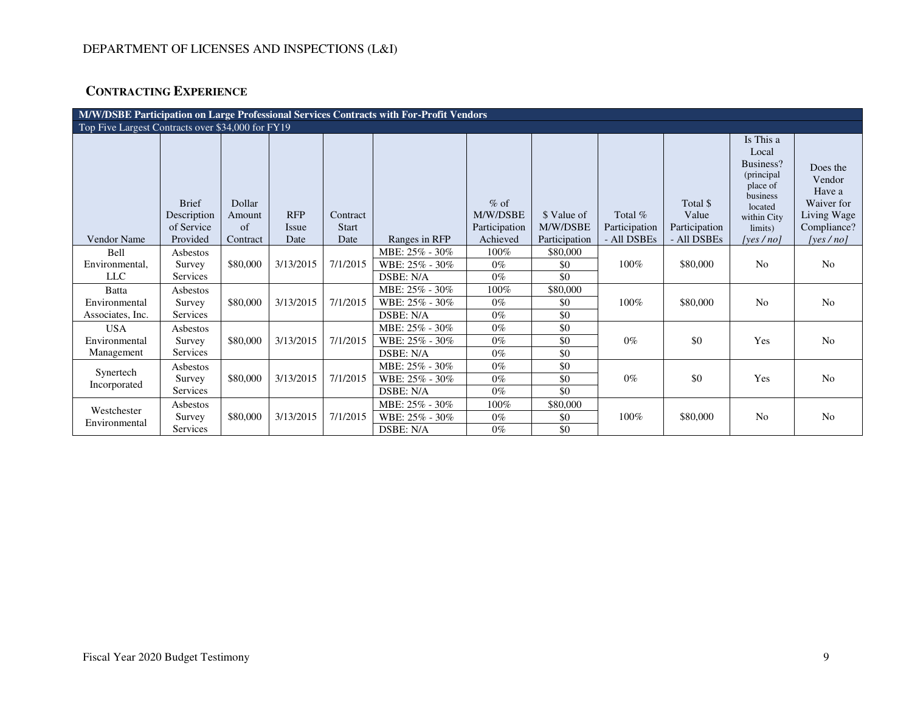DEPARTMENT OF LICENSES AND INSPECTIONS (L&I)

## CONTRACTING EXPERIENCE

| M/W/DSBE Participation on Large Professional Services Contracts with For-Profit Vendors | | | | | | | | | | | |
|---|---|---|---|---|---|---|---|---|---|---|---|
| Top Five Largest Contracts over $34,000 for FY19 | | | | | | | | | | | |
| Vendor Name | Brief Description of Service Provided | Dollar Amount of Contract | RFP Issue Date | Contract Start Date | Ranges in RFP | % of M/W/DSBE Participation Achieved | $ Value of M/W/DSBE Participation | Total % Participation - All DSBEs | Total $ Value Participation - All DSBEs | Is This a Local Business? (principal place of business located within City limits) *[yes / no]* | Does the Vendor Have a Waiver for Living Wage Compliance? *[yes / no]* |
| Bell Environmental, LLC | Asbestos Survey Services | $80,000 | 3/13/2015 | 7/1/2015 | MBE: 25% - 30% | 100% | $80,000 | 100% | $80,000 | No | No |
| | | | | | WBE: 25% - 30% | 0% | $0 | | | | |
| | | | | | DSBE: N/A | 0% | $0 | | | | |
| Batta Environmental Associates, Inc. | Asbestos Survey Services | $80,000 | 3/13/2015 | 7/1/2015 | MBE: 25% - 30% | 100% | $80,000 | 100% | $80,000 | No | No |
| | | | | | WBE: 25% - 30% | 0% | $0 | | | | |
| | | | | | DSBE: N/A | 0% | $0 | | | | |
| USA Environmental Management | Asbestos Survey Services | $80,000 | 3/13/2015 | 7/1/2015 | MBE: 25% - 30% | 0% | $0 | 0% | $0 | Yes | No |
| | | | | | WBE: 25% - 30% | 0% | $0 | | | | |
| | | | | | DSBE: N/A | 0% | $0 | | | | |
| Synertech Incorporated | Asbestos Survey Services | $80,000 | 3/13/2015 | 7/1/2015 | MBE: 25% - 30% | 0% | $0 | 0% | $0 | Yes | No |
| | | | | | WBE: 25% - 30% | 0% | $0 | | | | |
| | | | | | DSBE: N/A | 0% | $0 | | | | |
| Westchester Environmental | Asbestos Survey Services | $80,000 | 3/13/2015 | 7/1/2015 | MBE: 25% - 30% | 100% | $80,000 | 100% | $80,000 | No | No |
| | | | | | WBE: 25% - 30% | 0% | $0 | | | | |
| | | | | | DSBE: N/A | 0% | $0 | | | | |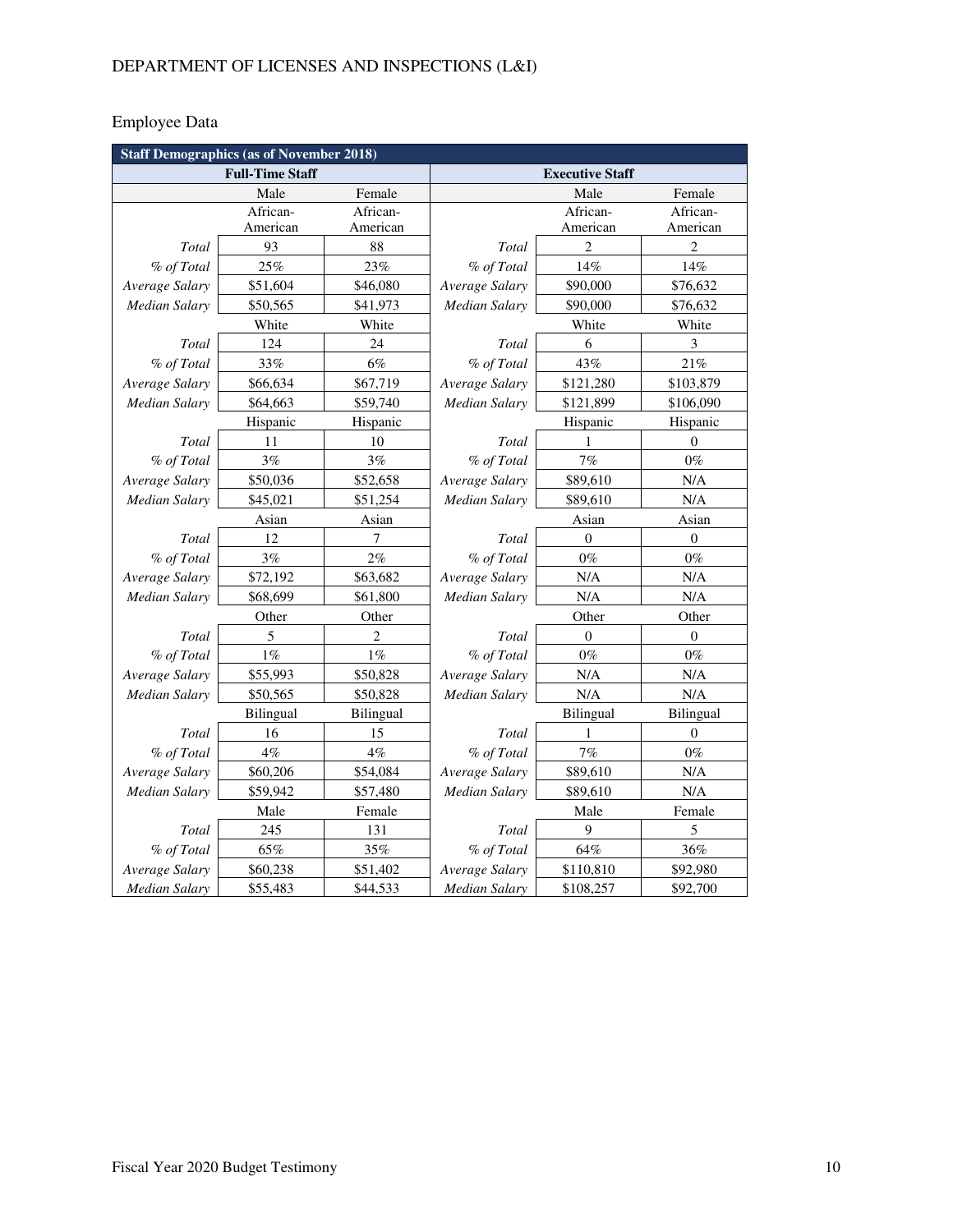DEPARTMENT OF LICENSES AND INSPECTIONS (L&I)

## Employee Data

| Staff Demographics (as of November 2018) | | | | | |
|---|---|---|---|---|---|
| **Full-Time Staff** | | | **Executive Staff** | | |
| | Male | Female | | Male | Female |
| | African-American | African-American | | African-American | African-American |
| *Total* | 93 | 88 | *Total* | 2 | 2 |
| *% of Total* | 25% | 23% | *% of Total* | 14% | 14% |
| *Average Salary* | $51,604 | $46,080 | *Average Salary* | $90,000 | $76,632 |
| *Median Salary* | $50,565 | $41,973 | *Median Salary* | $90,000 | $76,632 |
| | White | White | | White | White |
| *Total* | 124 | 24 | *Total* | 6 | 3 |
| *% of Total* | 33% | 6% | *% of Total* | 43% | 21% |
| *Average Salary* | $66,634 | $67,719 | *Average Salary* | $121,280 | $103,879 |
| *Median Salary* | $64,663 | $59,740 | *Median Salary* | $121,899 | $106,090 |
| | Hispanic | Hispanic | | Hispanic | Hispanic |
| *Total* | 11 | 10 | *Total* | 1 | 0 |
| *% of Total* | 3% | 3% | *% of Total* | 7% | 0% |
| *Average Salary* | $50,036 | $52,658 | *Average Salary* | $89,610 | N/A |
| *Median Salary* | $45,021 | $51,254 | *Median Salary* | $89,610 | N/A |
| | Asian | Asian | | Asian | Asian |
| *Total* | 12 | 7 | *Total* | 0 | 0 |
| *% of Total* | 3% | 2% | *% of Total* | 0% | 0% |
| *Average Salary* | $72,192 | $63,682 | *Average Salary* | N/A | N/A |
| *Median Salary* | $68,699 | $61,800 | *Median Salary* | N/A | N/A |
| | Other | Other | | Other | Other |
| *Total* | 5 | 2 | *Total* | 0 | 0 |
| *% of Total* | 1% | 1% | *% of Total* | 0% | 0% |
| *Average Salary* | $55,993 | $50,828 | *Average Salary* | N/A | N/A |
| *Median Salary* | $50,565 | $50,828 | *Median Salary* | N/A | N/A |
| | Bilingual | Bilingual | | Bilingual | Bilingual |
| *Total* | 16 | 15 | *Total* | 1 | 0 |
| *% of Total* | 4% | 4% | *% of Total* | 7% | 0% |
| *Average Salary* | $60,206 | $54,084 | *Average Salary* | $89,610 | N/A |
| *Median Salary* | $59,942 | $57,480 | *Median Salary* | $89,610 | N/A |
| | Male | Female | | Male | Female |
| *Total* | 245 | 131 | *Total* | 9 | 5 |
| *% of Total* | 65% | 35% | *% of Total* | 64% | 36% |
| *Average Salary* | $60,238 | $51,402 | *Average Salary* | $110,810 | $92,980 |
| *Median Salary* | $55,483 | $44,533 | *Median Salary* | $108,257 | $92,700 |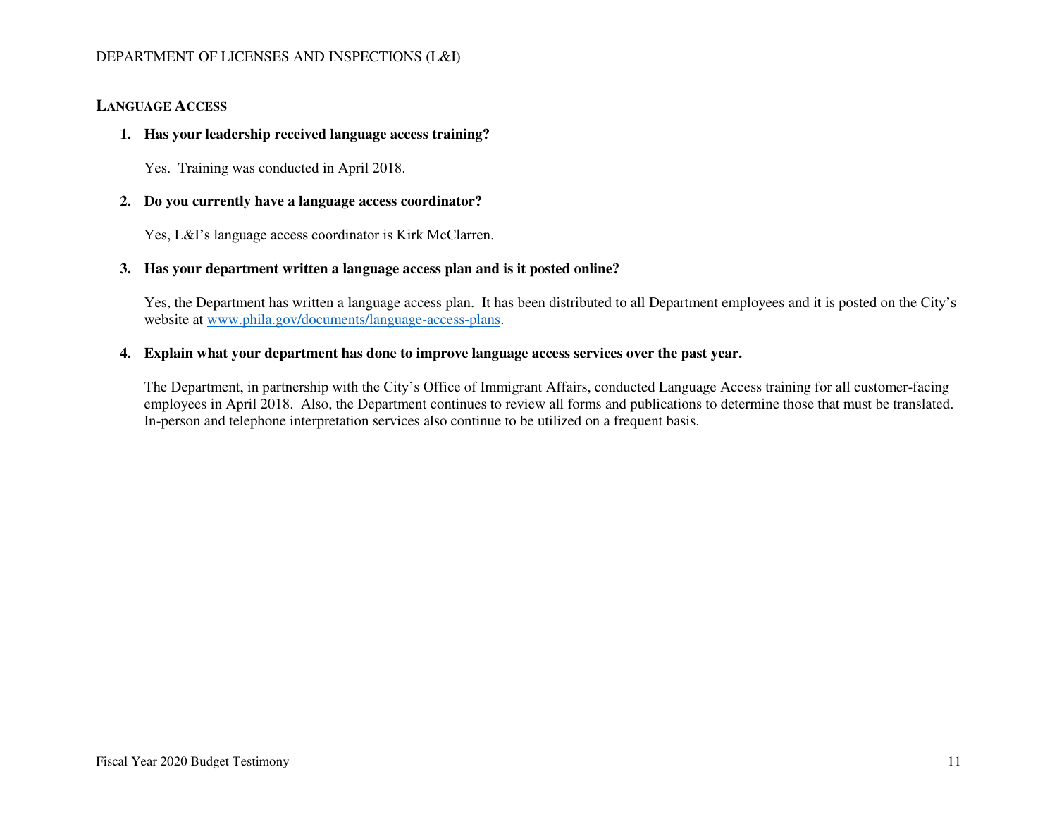DEPARTMENT OF LICENSES AND INSPECTIONS (L&I)

## LANGUAGE ACCESS

1. **Has your leadership received language access training?**

   Yes. Training was conducted in April 2018.

2. **Do you currently have a language access coordinator?**

   Yes, L&I's language access coordinator is Kirk McClarren.

3. **Has your department written a language access plan and is it posted online?**

   Yes, the Department has written a language access plan. It has been distributed to all Department employees and it is posted on the City's website at www.phila.gov/documents/language-access-plans.

4. **Explain what your department has done to improve language access services over the past year.**

   The Department, in partnership with the City's Office of Immigrant Affairs, conducted Language Access training for all customer-facing employees in April 2018. Also, the Department continues to review all forms and publications to determine those that must be translated. In-person and telephone interpretation services also continue to be utilized on a frequent basis.